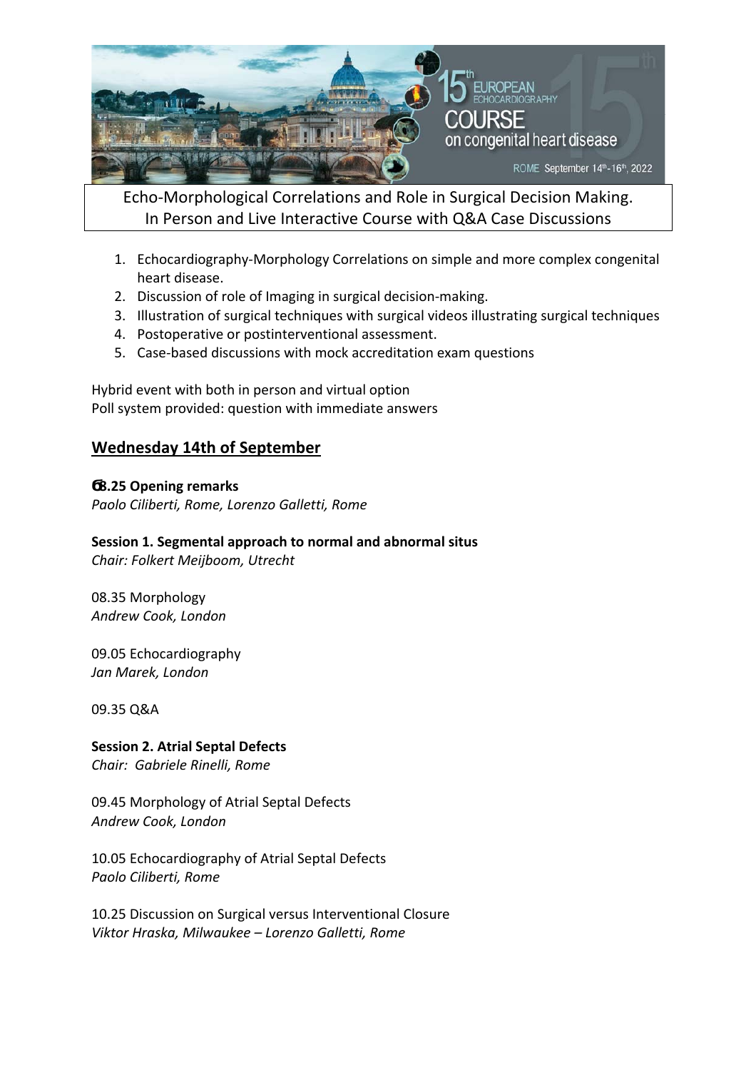15th EUROPEAN ECHOCARDIOGRAPHY COURSE on congenital heart disease

ROME September 14th-16th, 2022

Echo-Morphological Correlations and Role in Surgical Decision Making.
In Person and Live Interactive Course with Q&A Case Discussions

1. Echocardiography-Morphology Correlations on simple and more complex congenital heart disease.
2. Discussion of role of Imaging in surgical decision-making.
3. Illustration of surgical techniques with surgical videos illustrating surgical techniques
4. Postoperative or postinterventional assessment.
5. Case-based discussions with mock accreditation exam questions

Hybrid event with both in person and virtual option
Poll system provided: question with immediate answers

## Wednesday 14th of September

**08.25 Opening remarks**
*Paolo Ciliberti, Rome, Lorenzo Galletti, Rome*

**Session 1. Segmental approach to normal and abnormal situs**
*Chair: Folkert Meijboom, Utrecht*

08.35 Morphology
*Andrew Cook, London*

09.05 Echocardiography
*Jan Marek, London*

09.35 Q&A

**Session 2. Atrial Septal Defects**
*Chair: Gabriele Rinelli, Rome*

09.45 Morphology of Atrial Septal Defects
*Andrew Cook, London*

10.05 Echocardiography of Atrial Septal Defects
*Paolo Ciliberti, Rome*

10.25 Discussion on Surgical versus Interventional Closure
*Viktor Hraska, Milwaukee – Lorenzo Galletti, Rome*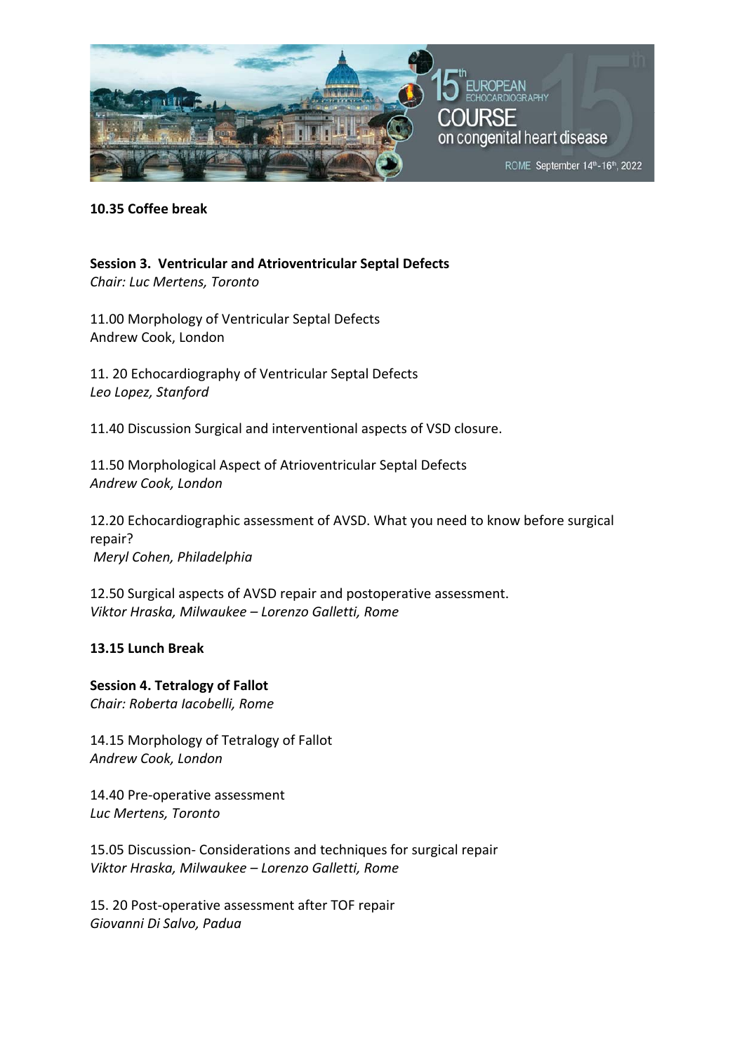**10.35 Coffee break**

**Session 3. Ventricular and Atrioventricular Septal Defects**
*Chair: Luc Mertens, Toronto*

11.00 Morphology of Ventricular Septal Defects
Andrew Cook, London

11. 20 Echocardiography of Ventricular Septal Defects
*Leo Lopez, Stanford*

11.40 Discussion Surgical and interventional aspects of VSD closure.

11.50 Morphological Aspect of Atrioventricular Septal Defects
*Andrew Cook, London*

12.20 Echocardiographic assessment of AVSD. What you need to know before surgical repair?
*Meryl Cohen, Philadelphia*

12.50 Surgical aspects of AVSD repair and postoperative assessment.
*Viktor Hraska, Milwaukee – Lorenzo Galletti, Rome*

**13.15 Lunch Break**

**Session 4. Tetralogy of Fallot**
*Chair: Roberta Iacobelli, Rome*

14.15 Morphology of Tetralogy of Fallot
*Andrew Cook, London*

14.40 Pre-operative assessment
*Luc Mertens, Toronto*

15.05 Discussion- Considerations and techniques for surgical repair
*Viktor Hraska, Milwaukee – Lorenzo Galletti, Rome*

15. 20 Post-operative assessment after TOF repair
*Giovanni Di Salvo, Padua*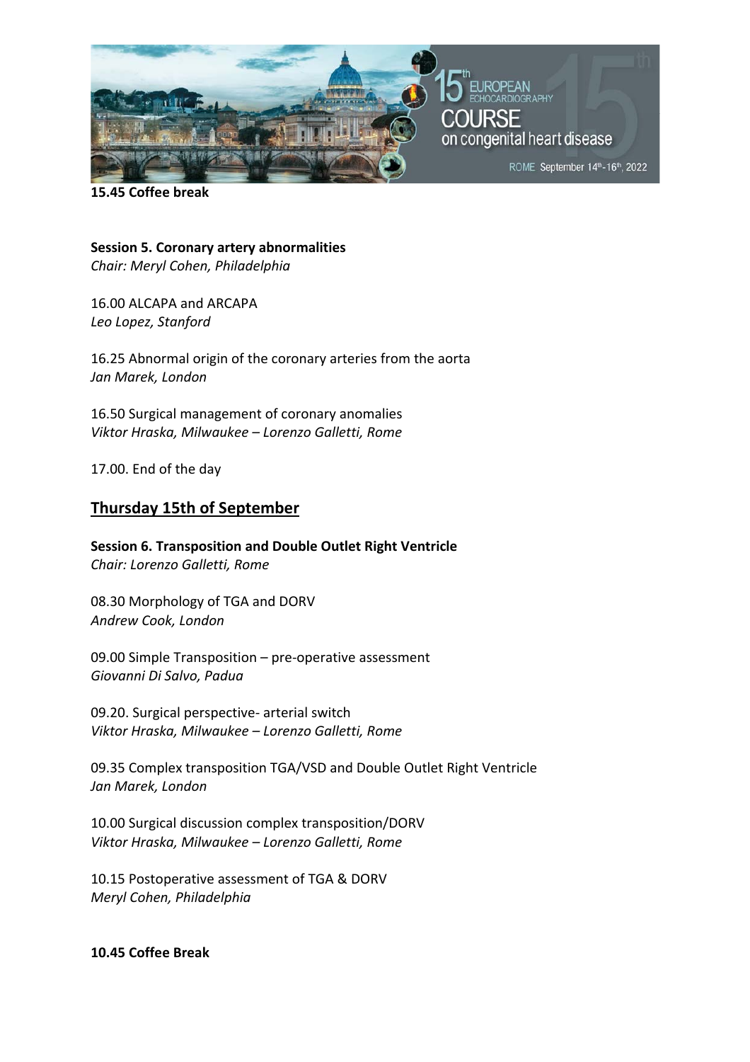**15.45 Coffee break**

**Session 5. Coronary artery abnormalities**
*Chair: Meryl Cohen, Philadelphia*

16.00 ALCAPA and ARCAPA
*Leo Lopez, Stanford*

16.25 Abnormal origin of the coronary arteries from the aorta
*Jan Marek, London*

16.50 Surgical management of coronary anomalies
*Viktor Hraska, Milwaukee – Lorenzo Galletti, Rome*

17.00. End of the day

## Thursday 15th of September

**Session 6. Transposition and Double Outlet Right Ventricle**
*Chair: Lorenzo Galletti, Rome*

08.30 Morphology of TGA and DORV
*Andrew Cook, London*

09.00 Simple Transposition – pre-operative assessment
*Giovanni Di Salvo, Padua*

09.20. Surgical perspective- arterial switch
*Viktor Hraska, Milwaukee – Lorenzo Galletti, Rome*

09.35 Complex transposition TGA/VSD and Double Outlet Right Ventricle
*Jan Marek, London*

10.00 Surgical discussion complex transposition/DORV
*Viktor Hraska, Milwaukee – Lorenzo Galletti, Rome*

10.15 Postoperative assessment of TGA & DORV
*Meryl Cohen, Philadelphia*

**10.45 Coffee Break**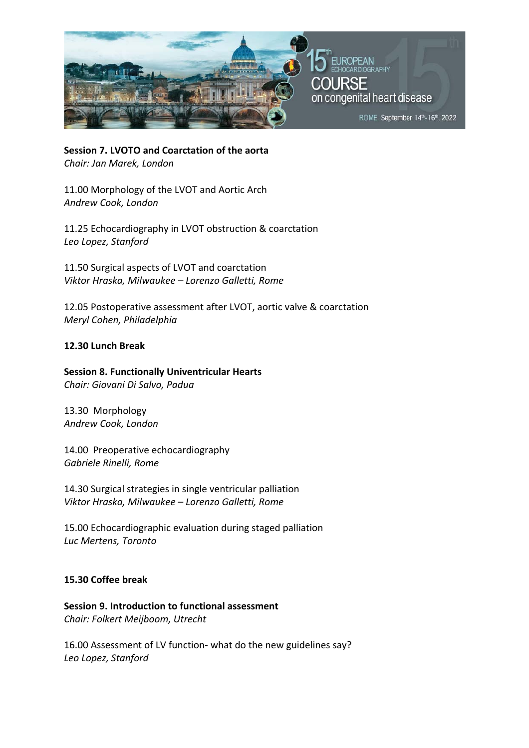**Session 7. LVOTO and Coarctation of the aorta**
*Chair: Jan Marek, London*

11.00 Morphology of the LVOT and Aortic Arch
*Andrew Cook, London*

11.25 Echocardiography in LVOT obstruction & coarctation
*Leo Lopez, Stanford*

11.50 Surgical aspects of LVOT and coarctation
*Viktor Hraska, Milwaukee – Lorenzo Galletti, Rome*

12.05 Postoperative assessment after LVOT, aortic valve & coarctation
*Meryl Cohen, Philadelphia*

**12.30 Lunch Break**

**Session 8. Functionally Univentricular Hearts**
*Chair: Giovani Di Salvo, Padua*

13.30 Morphology
*Andrew Cook, London*

14.00 Preoperative echocardiography
*Gabriele Rinelli, Rome*

14.30 Surgical strategies in single ventricular palliation
*Viktor Hraska, Milwaukee – Lorenzo Galletti, Rome*

15.00 Echocardiographic evaluation during staged palliation
*Luc Mertens, Toronto*

**15.30 Coffee break**

**Session 9. Introduction to functional assessment**
*Chair: Folkert Meijboom, Utrecht*

16.00 Assessment of LV function- what do the new guidelines say?
*Leo Lopez, Stanford*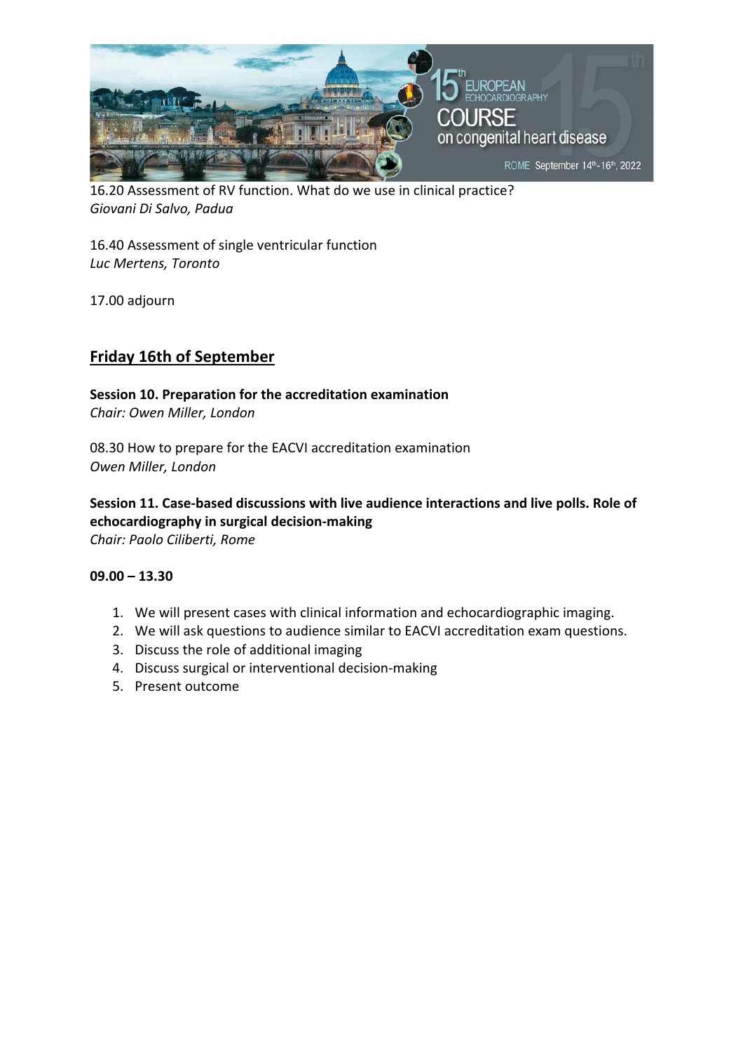16.20 Assessment of RV function. What do we use in clinical practice?
*Giovani Di Salvo, Padua*

16.40 Assessment of single ventricular function
*Luc Mertens, Toronto*

17.00 adjourn

## Friday 16th of September

**Session 10. Preparation for the accreditation examination**
*Chair: Owen Miller, London*

08.30 How to prepare for the EACVI accreditation examination
*Owen Miller, London*

**Session 11. Case-based discussions with live audience interactions and live polls. Role of echocardiography in surgical decision-making**
*Chair: Paolo Ciliberti, Rome*

**09.00 – 13.30**

1. We will present cases with clinical information and echocardiographic imaging.
2. We will ask questions to audience similar to EACVI accreditation exam questions.
3. Discuss the role of additional imaging
4. Discuss surgical or interventional decision-making
5. Present outcome